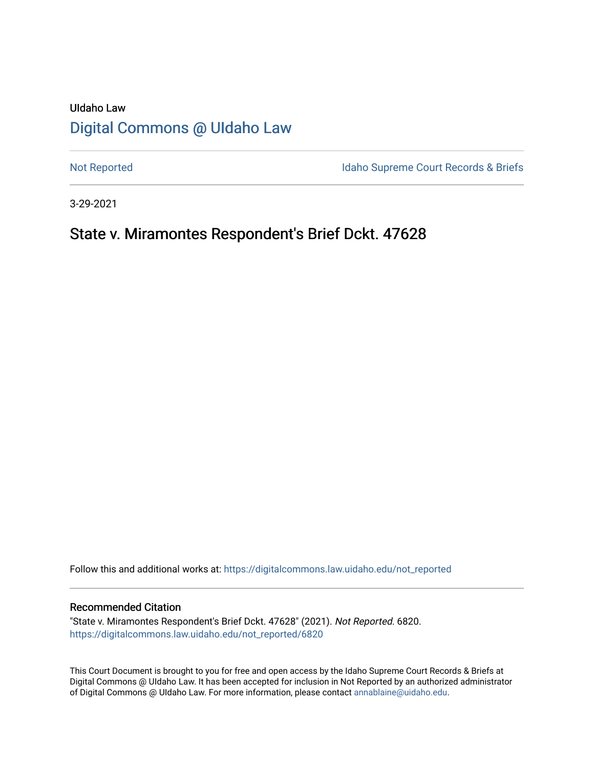UIdaho Law

# Digital Commons @ UIdaho Law

Not Reported

Idaho Supreme Court Records & Briefs

3-29-2021

## State v. Miramontes Respondent's Brief Dckt. 47628

Follow this and additional works at: https://digitalcommons.law.uidaho.edu/not_reported

### Recommended Citation

"State v. Miramontes Respondent's Brief Dckt. 47628" (2021). *Not Reported*. 6820.
https://digitalcommons.law.uidaho.edu/not_reported/6820

This Court Document is brought to you for free and open access by the Idaho Supreme Court Records & Briefs at Digital Commons @ UIdaho Law. It has been accepted for inclusion in Not Reported by an authorized administrator of Digital Commons @ UIdaho Law. For more information, please contact annablaine@uidaho.edu.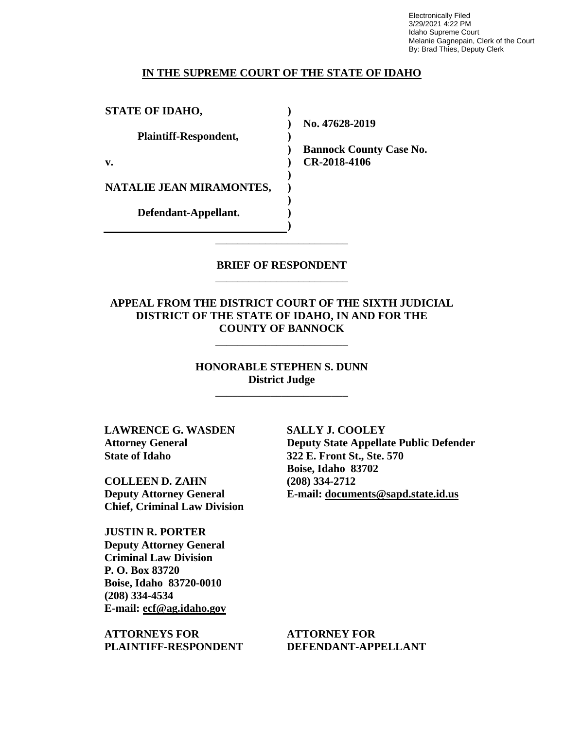Electronically Filed
3/29/2021 4:22 PM
Idaho Supreme Court
Melanie Gagnepain, Clerk of the Court
By: Brad Thies, Deputy Clerk

**IN THE SUPREME COURT OF THE STATE OF IDAHO**

| | | |
|---|---|---|
| **STATE OF IDAHO,** | ) | |
| | ) | **No. 47628-2019** |
| **Plaintiff-Respondent,** | ) | |
| | ) | **Bannock County Case No.** |
| **v.** | ) | **CR-2018-4106** |
| | ) | |
| **NATALIE JEAN MIRAMONTES,** | ) | |
| | ) | |
| **Defendant-Appellant.** | ) | |
| | ) | |

**BRIEF OF RESPONDENT**

**APPEAL FROM THE DISTRICT COURT OF THE SIXTH JUDICIAL DISTRICT OF THE STATE OF IDAHO, IN AND FOR THE COUNTY OF BANNOCK**

**HONORABLE STEPHEN S. DUNN**
**District Judge**

**LAWRENCE G. WASDEN**
**Attorney General**
**State of Idaho**

**COLLEEN D. ZAHN**
**Deputy Attorney General**
**Chief, Criminal Law Division**

**JUSTIN R. PORTER**
**Deputy Attorney General**
**Criminal Law Division**
**P. O. Box 83720**
**Boise, Idaho 83720-0010**
**(208) 334-4534**
**E-mail: ecf@ag.idaho.gov**

**ATTORNEYS FOR PLAINTIFF-RESPONDENT**

**SALLY J. COOLEY**
**Deputy State Appellate Public Defender**
**322 E. Front St., Ste. 570**
**Boise, Idaho 83702**
**(208) 334-2712**
**E-mail: documents@sapd.state.id.us**

**ATTORNEY FOR DEFENDANT-APPELLANT**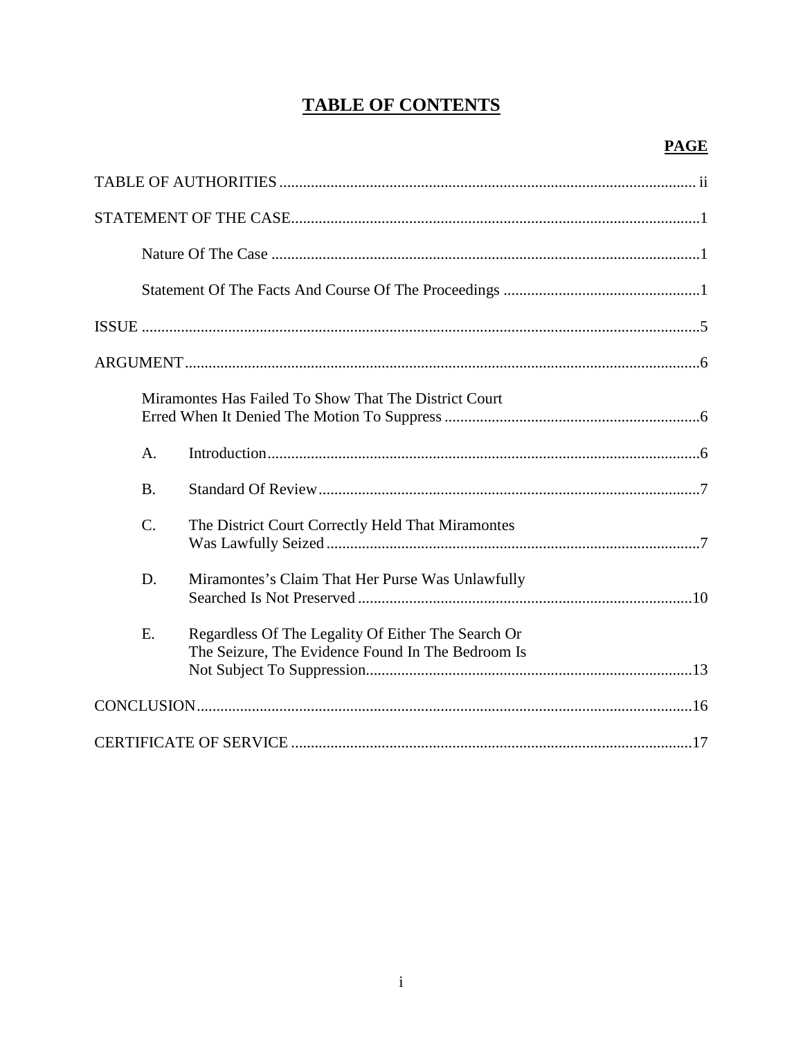# TABLE OF CONTENTS

| | PAGE |
|---|---|
| TABLE OF AUTHORITIES | ii |
| STATEMENT OF THE CASE | 1 |
| Nature Of The Case | 1 |
| Statement Of The Facts And Course Of The Proceedings | 1 |
| ISSUE | 5 |
| ARGUMENT | 6 |
| Miramontes Has Failed To Show That The District Court Erred When It Denied The Motion To Suppress | 6 |
| A. Introduction | 6 |
| B. Standard Of Review | 7 |
| C. The District Court Correctly Held That Miramontes Was Lawfully Seized | 7 |
| D. Miramontes's Claim That Her Purse Was Unlawfully Searched Is Not Preserved | 10 |
| E. Regardless Of The Legality Of Either The Search Or The Seizure, The Evidence Found In The Bedroom Is Not Subject To Suppression | 13 |
| CONCLUSION | 16 |
| CERTIFICATE OF SERVICE | 17 |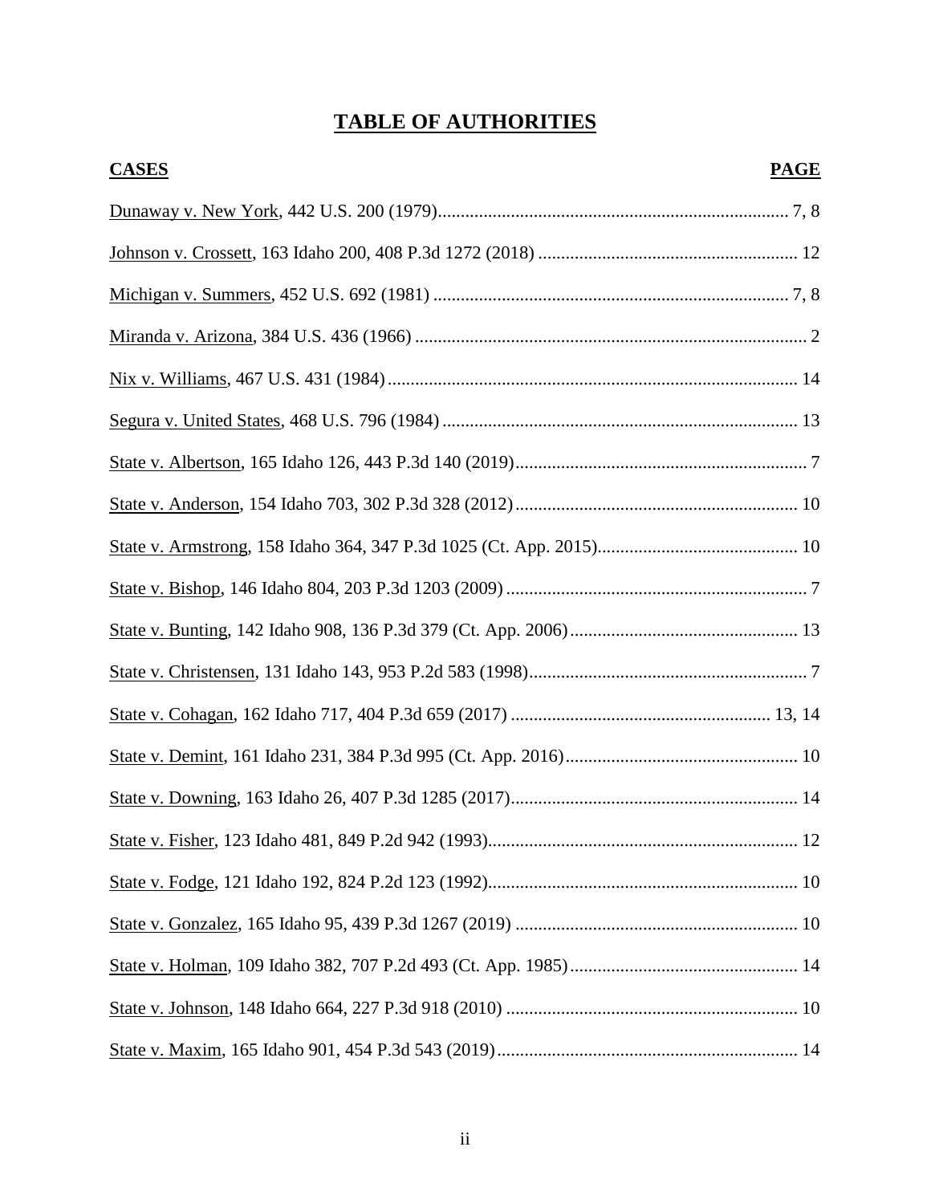# TABLE OF AUTHORITIES

| CASES | PAGE |
|---|---|
| Dunaway v. New York, 442 U.S. 200 (1979) | 7, 8 |
| Johnson v. Crossett, 163 Idaho 200, 408 P.3d 1272 (2018) | 12 |
| Michigan v. Summers, 452 U.S. 692 (1981) | 7, 8 |
| Miranda v. Arizona, 384 U.S. 436 (1966) | 2 |
| Nix v. Williams, 467 U.S. 431 (1984) | 14 |
| Segura v. United States, 468 U.S. 796 (1984) | 13 |
| State v. Albertson, 165 Idaho 126, 443 P.3d 140 (2019) | 7 |
| State v. Anderson, 154 Idaho 703, 302 P.3d 328 (2012) | 10 |
| State v. Armstrong, 158 Idaho 364, 347 P.3d 1025 (Ct. App. 2015) | 10 |
| State v. Bishop, 146 Idaho 804, 203 P.3d 1203 (2009) | 7 |
| State v. Bunting, 142 Idaho 908, 136 P.3d 379 (Ct. App. 2006) | 13 |
| State v. Christensen, 131 Idaho 143, 953 P.2d 583 (1998) | 7 |
| State v. Cohagan, 162 Idaho 717, 404 P.3d 659 (2017) | 13, 14 |
| State v. Demint, 161 Idaho 231, 384 P.3d 995 (Ct. App. 2016) | 10 |
| State v. Downing, 163 Idaho 26, 407 P.3d 1285 (2017) | 14 |
| State v. Fisher, 123 Idaho 481, 849 P.2d 942 (1993) | 12 |
| State v. Fodge, 121 Idaho 192, 824 P.2d 123 (1992) | 10 |
| State v. Gonzalez, 165 Idaho 95, 439 P.3d 1267 (2019) | 10 |
| State v. Holman, 109 Idaho 382, 707 P.2d 493 (Ct. App. 1985) | 14 |
| State v. Johnson, 148 Idaho 664, 227 P.3d 918 (2010) | 10 |
| State v. Maxim, 165 Idaho 901, 454 P.3d 543 (2019) | 14 |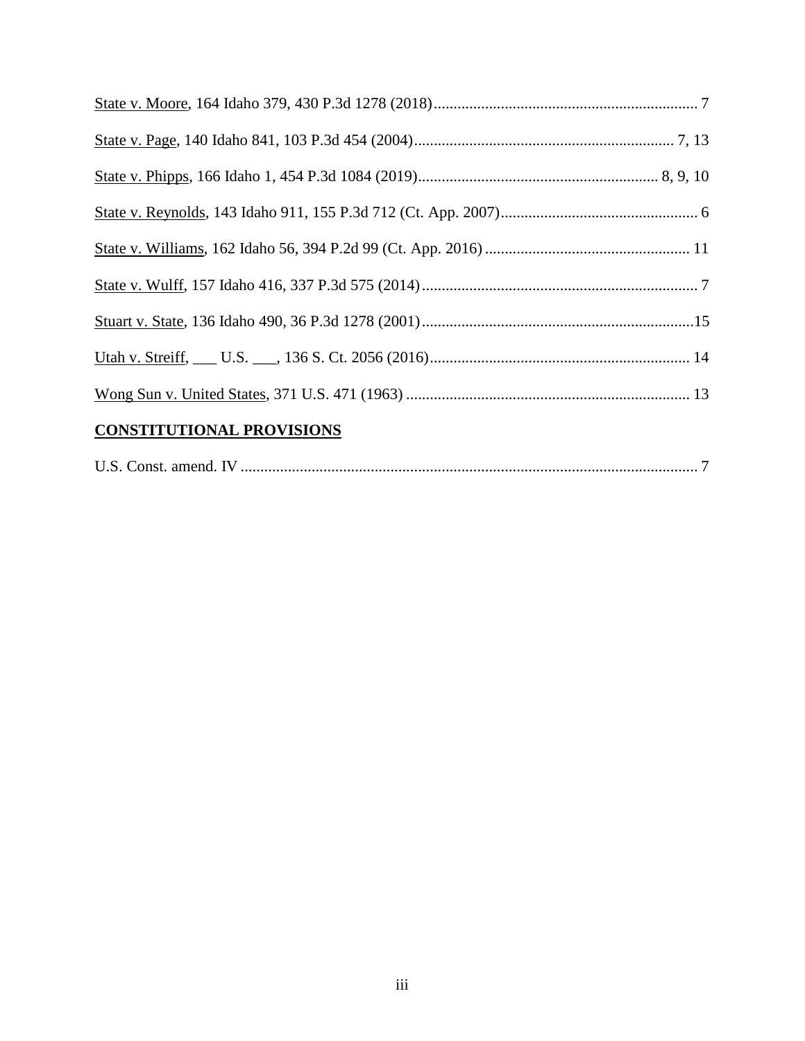State v. Moore, 164 Idaho 379, 430 P.3d 1278 (2018) .................................................................... 7

State v. Page, 140 Idaho 841, 103 P.3d 454 (2004) .................................................................. 7, 13

State v. Phipps, 166 Idaho 1, 454 P.3d 1084 (2019) ............................................................. 8, 9, 10

State v. Reynolds, 143 Idaho 911, 155 P.3d 712 (Ct. App. 2007) .................................................. 6

State v. Williams, 162 Idaho 56, 394 P.2d 99 (Ct. App. 2016) .................................................... 11

State v. Wulff, 157 Idaho 416, 337 P.3d 575 (2014) ...................................................................... 7

Stuart v. State, 136 Idaho 490, 36 P.3d 1278 (2001) .....................................................................15

Utah v. Streiff, ___ U.S. ___, 136 S. Ct. 2056 (2016) .................................................................. 14

Wong Sun v. United States, 371 U.S. 471 (1963) ........................................................................ 13

**CONSTITUTIONAL PROVISIONS**

U.S. Const. amend. IV .................................................................................................................... 7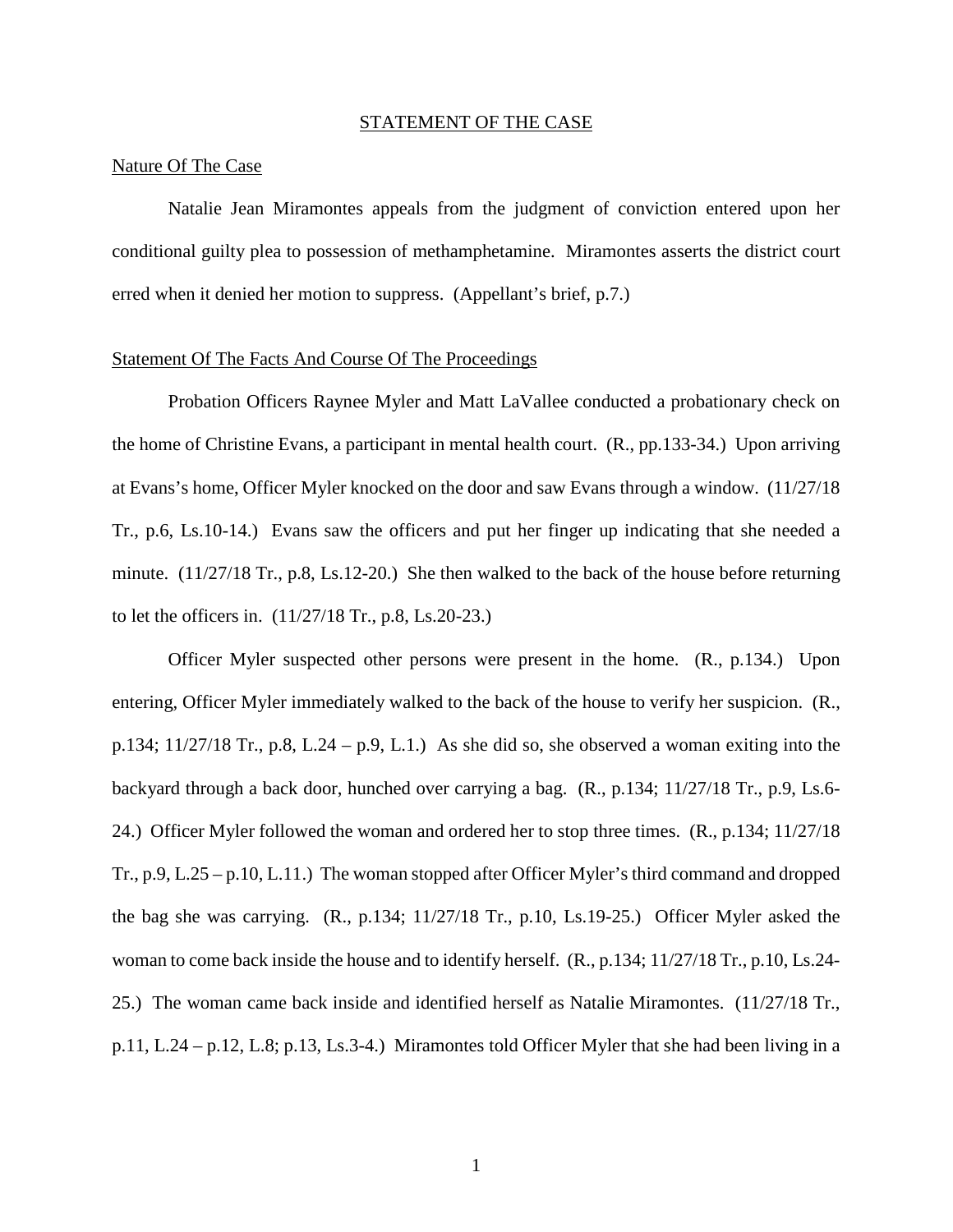## STATEMENT OF THE CASE

### Nature Of The Case

Natalie Jean Miramontes appeals from the judgment of conviction entered upon her conditional guilty plea to possession of methamphetamine. Miramontes asserts the district court erred when it denied her motion to suppress. (Appellant's brief, p.7.)

### Statement Of The Facts And Course Of The Proceedings

Probation Officers Raynee Myler and Matt LaVallee conducted a probationary check on the home of Christine Evans, a participant in mental health court. (R., pp.133-34.) Upon arriving at Evans's home, Officer Myler knocked on the door and saw Evans through a window. (11/27/18 Tr., p.6, Ls.10-14.) Evans saw the officers and put her finger up indicating that she needed a minute. (11/27/18 Tr., p.8, Ls.12-20.) She then walked to the back of the house before returning to let the officers in. (11/27/18 Tr., p.8, Ls.20-23.)

Officer Myler suspected other persons were present in the home. (R., p.134.) Upon entering, Officer Myler immediately walked to the back of the house to verify her suspicion. (R., p.134; 11/27/18 Tr., p.8, L.24 – p.9, L.1.) As she did so, she observed a woman exiting into the backyard through a back door, hunched over carrying a bag. (R., p.134; 11/27/18 Tr., p.9, Ls.6-24.) Officer Myler followed the woman and ordered her to stop three times. (R., p.134; 11/27/18 Tr., p.9, L.25 – p.10, L.11.) The woman stopped after Officer Myler's third command and dropped the bag she was carrying. (R., p.134; 11/27/18 Tr., p.10, Ls.19-25.) Officer Myler asked the woman to come back inside the house and to identify herself. (R., p.134; 11/27/18 Tr., p.10, Ls.24-25.) The woman came back inside and identified herself as Natalie Miramontes. (11/27/18 Tr., p.11, L.24 – p.12, L.8; p.13, Ls.3-4.) Miramontes told Officer Myler that she had been living in a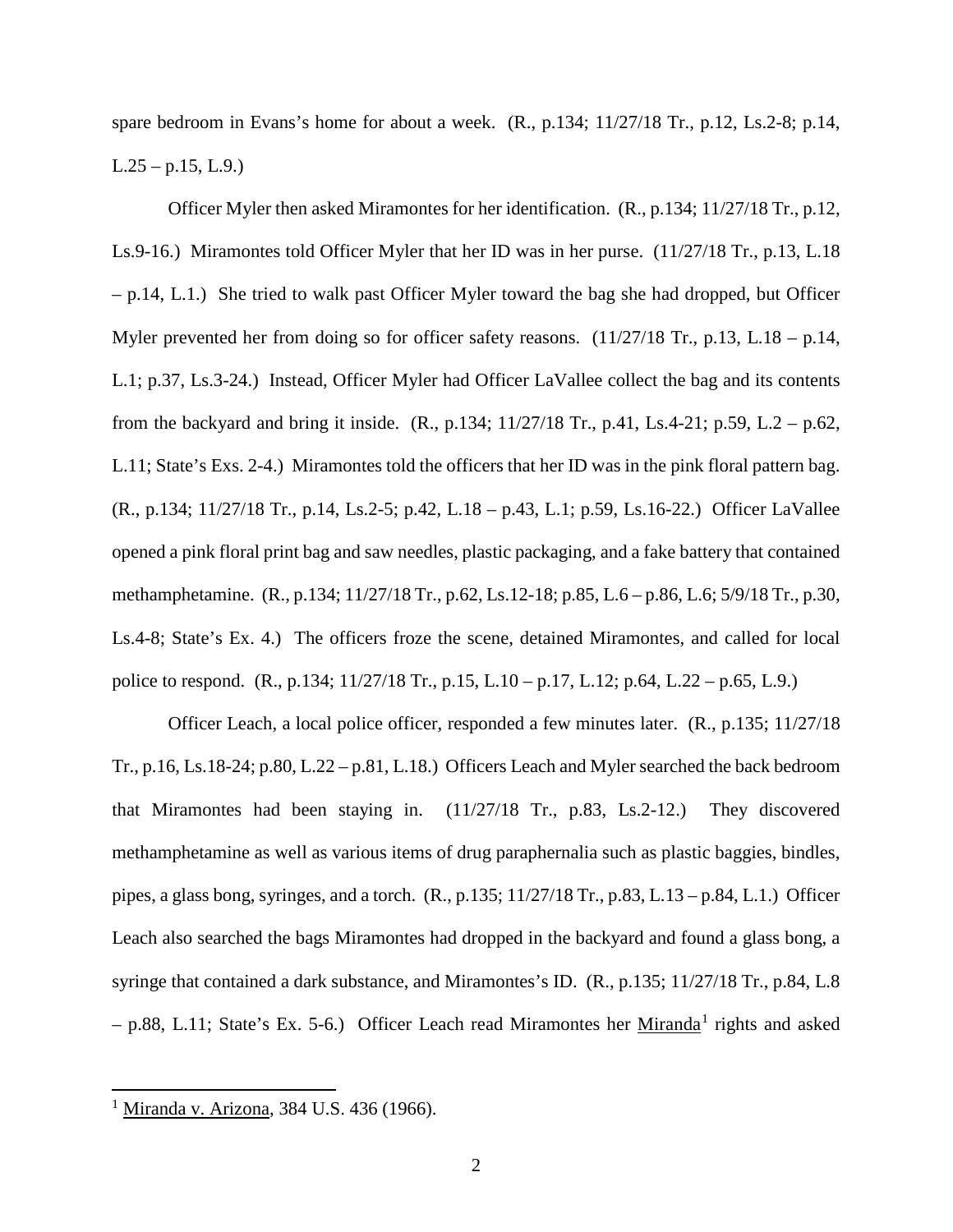spare bedroom in Evans's home for about a week. (R., p.134; 11/27/18 Tr., p.12, Ls.2-8; p.14, L.25 – p.15, L.9.)

Officer Myler then asked Miramontes for her identification. (R., p.134; 11/27/18 Tr., p.12, Ls.9-16.) Miramontes told Officer Myler that her ID was in her purse. (11/27/18 Tr., p.13, L.18 – p.14, L.1.) She tried to walk past Officer Myler toward the bag she had dropped, but Officer Myler prevented her from doing so for officer safety reasons. (11/27/18 Tr., p.13, L.18 – p.14, L.1; p.37, Ls.3-24.) Instead, Officer Myler had Officer LaVallee collect the bag and its contents from the backyard and bring it inside. (R., p.134; 11/27/18 Tr., p.41, Ls.4-21; p.59, L.2 – p.62, L.11; State's Exs. 2-4.) Miramontes told the officers that her ID was in the pink floral pattern bag. (R., p.134; 11/27/18 Tr., p.14, Ls.2-5; p.42, L.18 – p.43, L.1; p.59, Ls.16-22.) Officer LaVallee opened a pink floral print bag and saw needles, plastic packaging, and a fake battery that contained methamphetamine. (R., p.134; 11/27/18 Tr., p.62, Ls.12-18; p.85, L.6 – p.86, L.6; 5/9/18 Tr., p.30, Ls.4-8; State's Ex. 4.) The officers froze the scene, detained Miramontes, and called for local police to respond. (R., p.134; 11/27/18 Tr., p.15, L.10 – p.17, L.12; p.64, L.22 – p.65, L.9.)

Officer Leach, a local police officer, responded a few minutes later. (R., p.135; 11/27/18 Tr., p.16, Ls.18-24; p.80, L.22 – p.81, L.18.) Officers Leach and Myler searched the back bedroom that Miramontes had been staying in. (11/27/18 Tr., p.83, Ls.2-12.) They discovered methamphetamine as well as various items of drug paraphernalia such as plastic baggies, bindles, pipes, a glass bong, syringes, and a torch. (R., p.135; 11/27/18 Tr., p.83, L.13 – p.84, L.1.) Officer Leach also searched the bags Miramontes had dropped in the backyard and found a glass bong, a syringe that contained a dark substance, and Miramontes's ID. (R., p.135; 11/27/18 Tr., p.84, L.8 – p.88, L.11; State's Ex. 5-6.) Officer Leach read Miramontes her Miranda[1] rights and asked

[1] Miranda v. Arizona, 384 U.S. 436 (1966).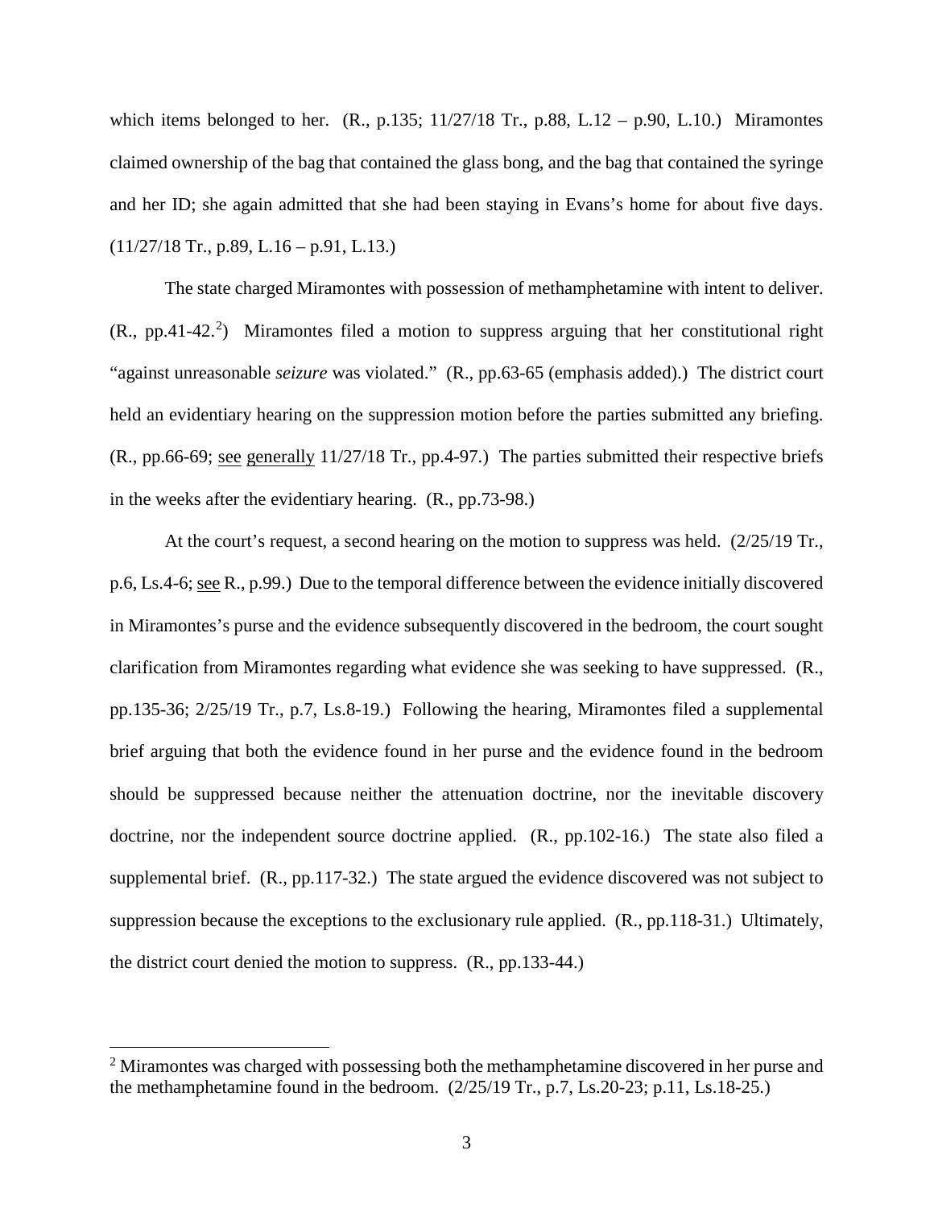which items belonged to her. (R., p.135; 11/27/18 Tr., p.88, L.12 – p.90, L.10.) Miramontes claimed ownership of the bag that contained the glass bong, and the bag that contained the syringe and her ID; she again admitted that she had been staying in Evans's home for about five days. (11/27/18 Tr., p.89, L.16 – p.91, L.13.)

The state charged Miramontes with possession of methamphetamine with intent to deliver. (R., pp.41-42.[2]) Miramontes filed a motion to suppress arguing that her constitutional right "against unreasonable *seizure* was violated." (R., pp.63-65 (emphasis added).) The district court held an evidentiary hearing on the suppression motion before the parties submitted any briefing. (R., pp.66-69; see generally 11/27/18 Tr., pp.4-97.) The parties submitted their respective briefs in the weeks after the evidentiary hearing. (R., pp.73-98.)

At the court's request, a second hearing on the motion to suppress was held. (2/25/19 Tr., p.6, Ls.4-6; see R., p.99.) Due to the temporal difference between the evidence initially discovered in Miramontes's purse and the evidence subsequently discovered in the bedroom, the court sought clarification from Miramontes regarding what evidence she was seeking to have suppressed. (R., pp.135-36; 2/25/19 Tr., p.7, Ls.8-19.) Following the hearing, Miramontes filed a supplemental brief arguing that both the evidence found in her purse and the evidence found in the bedroom should be suppressed because neither the attenuation doctrine, nor the inevitable discovery doctrine, nor the independent source doctrine applied. (R., pp.102-16.) The state also filed a supplemental brief. (R., pp.117-32.) The state argued the evidence discovered was not subject to suppression because the exceptions to the exclusionary rule applied. (R., pp.118-31.) Ultimately, the district court denied the motion to suppress. (R., pp.133-44.)

[2] Miramontes was charged with possessing both the methamphetamine discovered in her purse and the methamphetamine found in the bedroom. (2/25/19 Tr., p.7, Ls.20-23; p.11, Ls.18-25.)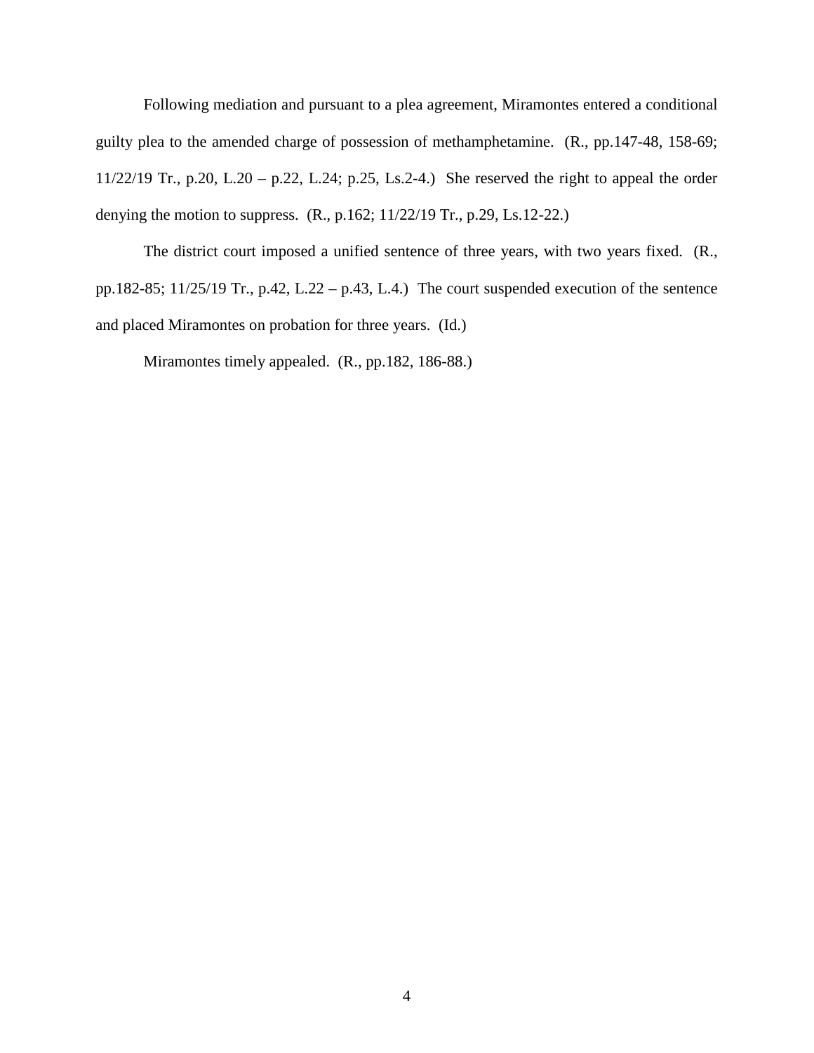Following mediation and pursuant to a plea agreement, Miramontes entered a conditional guilty plea to the amended charge of possession of methamphetamine. (R., pp.147-48, 158-69; 11/22/19 Tr., p.20, L.20 – p.22, L.24; p.25, Ls.2-4.) She reserved the right to appeal the order denying the motion to suppress. (R., p.162; 11/22/19 Tr., p.29, Ls.12-22.)

The district court imposed a unified sentence of three years, with two years fixed. (R., pp.182-85; 11/25/19 Tr., p.42, L.22 – p.43, L.4.) The court suspended execution of the sentence and placed Miramontes on probation for three years. (Id.)

Miramontes timely appealed. (R., pp.182, 186-88.)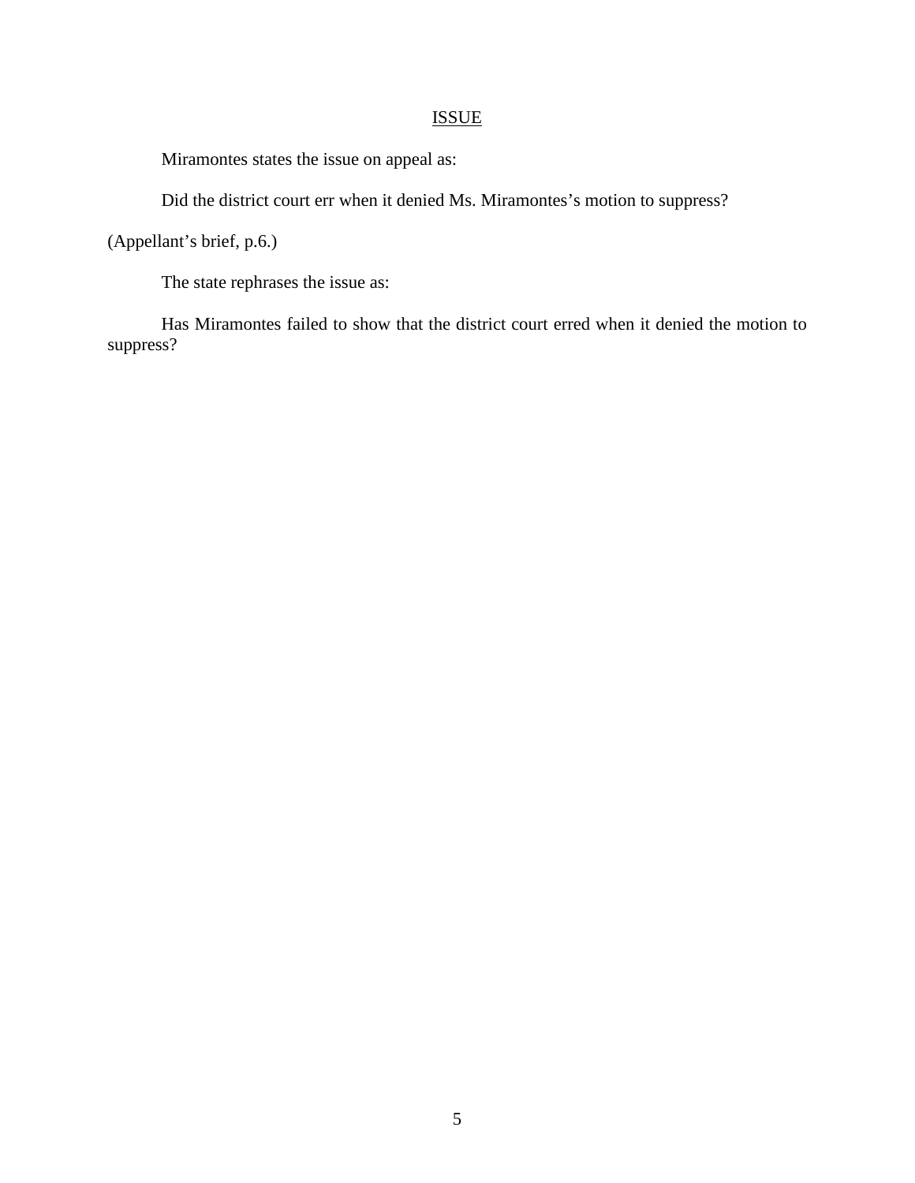## ISSUE

Miramontes states the issue on appeal as:

Did the district court err when it denied Ms. Miramontes's motion to suppress?

(Appellant's brief, p.6.)

The state rephrases the issue as:

Has Miramontes failed to show that the district court erred when it denied the motion to suppress?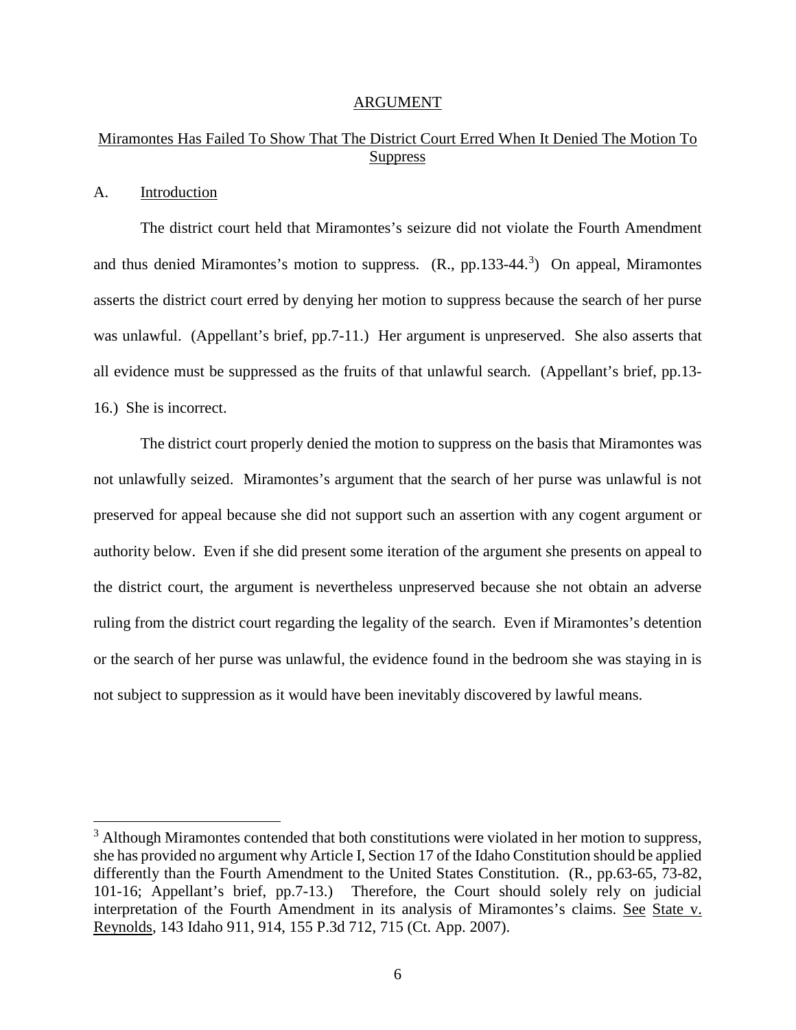## ARGUMENT

### Miramontes Has Failed To Show That The District Court Erred When It Denied The Motion To Suppress

A. Introduction

The district court held that Miramontes's seizure did not violate the Fourth Amendment and thus denied Miramontes's motion to suppress. (R., pp.133-44.[3]) On appeal, Miramontes asserts the district court erred by denying her motion to suppress because the search of her purse was unlawful. (Appellant's brief, pp.7-11.) Her argument is unpreserved. She also asserts that all evidence must be suppressed as the fruits of that unlawful search. (Appellant's brief, pp.13-16.) She is incorrect.

The district court properly denied the motion to suppress on the basis that Miramontes was not unlawfully seized. Miramontes's argument that the search of her purse was unlawful is not preserved for appeal because she did not support such an assertion with any cogent argument or authority below. Even if she did present some iteration of the argument she presents on appeal to the district court, the argument is nevertheless unpreserved because she not obtain an adverse ruling from the district court regarding the legality of the search. Even if Miramontes's detention or the search of her purse was unlawful, the evidence found in the bedroom she was staying in is not subject to suppression as it would have been inevitably discovered by lawful means.

---

[3] Although Miramontes contended that both constitutions were violated in her motion to suppress, she has provided no argument why Article I, Section 17 of the Idaho Constitution should be applied differently than the Fourth Amendment to the United States Constitution. (R., pp.63-65, 73-82, 101-16; Appellant's brief, pp.7-13.) Therefore, the Court should solely rely on judicial interpretation of the Fourth Amendment in its analysis of Miramontes's claims. See State v. Reynolds, 143 Idaho 911, 914, 155 P.3d 712, 715 (Ct. App. 2007).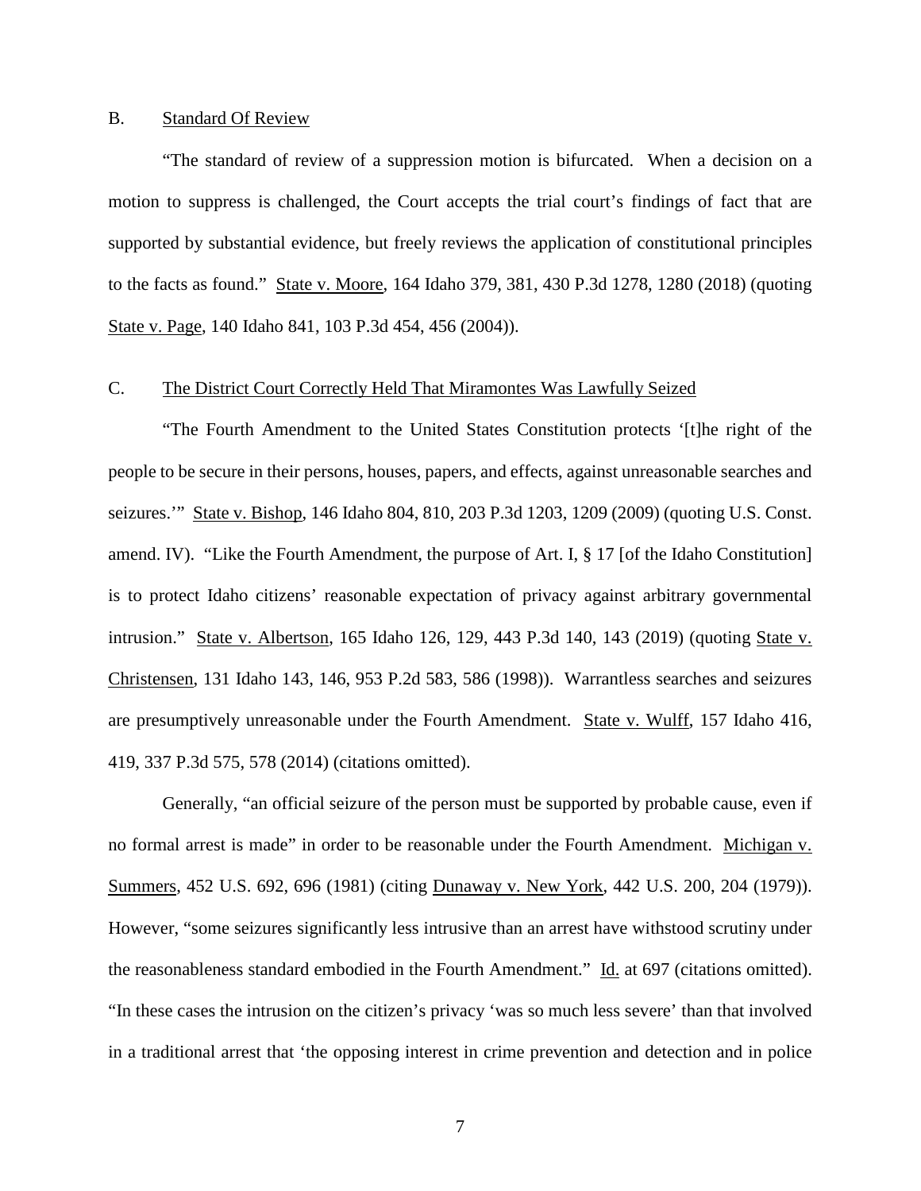### B. Standard Of Review

"The standard of review of a suppression motion is bifurcated. When a decision on a motion to suppress is challenged, the Court accepts the trial court's findings of fact that are supported by substantial evidence, but freely reviews the application of constitutional principles to the facts as found." State v. Moore, 164 Idaho 379, 381, 430 P.3d 1278, 1280 (2018) (quoting State v. Page, 140 Idaho 841, 103 P.3d 454, 456 (2004)).

### C. The District Court Correctly Held That Miramontes Was Lawfully Seized

"The Fourth Amendment to the United States Constitution protects '[t]he right of the people to be secure in their persons, houses, papers, and effects, against unreasonable searches and seizures.'" State v. Bishop, 146 Idaho 804, 810, 203 P.3d 1203, 1209 (2009) (quoting U.S. Const. amend. IV). "Like the Fourth Amendment, the purpose of Art. I, § 17 [of the Idaho Constitution] is to protect Idaho citizens' reasonable expectation of privacy against arbitrary governmental intrusion." State v. Albertson, 165 Idaho 126, 129, 443 P.3d 140, 143 (2019) (quoting State v. Christensen, 131 Idaho 143, 146, 953 P.2d 583, 586 (1998)). Warrantless searches and seizures are presumptively unreasonable under the Fourth Amendment. State v. Wulff, 157 Idaho 416, 419, 337 P.3d 575, 578 (2014) (citations omitted).

Generally, "an official seizure of the person must be supported by probable cause, even if no formal arrest is made" in order to be reasonable under the Fourth Amendment. Michigan v. Summers, 452 U.S. 692, 696 (1981) (citing Dunaway v. New York, 442 U.S. 200, 204 (1979)). However, "some seizures significantly less intrusive than an arrest have withstood scrutiny under the reasonableness standard embodied in the Fourth Amendment." Id. at 697 (citations omitted). "In these cases the intrusion on the citizen's privacy 'was so much less severe' than that involved in a traditional arrest that 'the opposing interest in crime prevention and detection and in police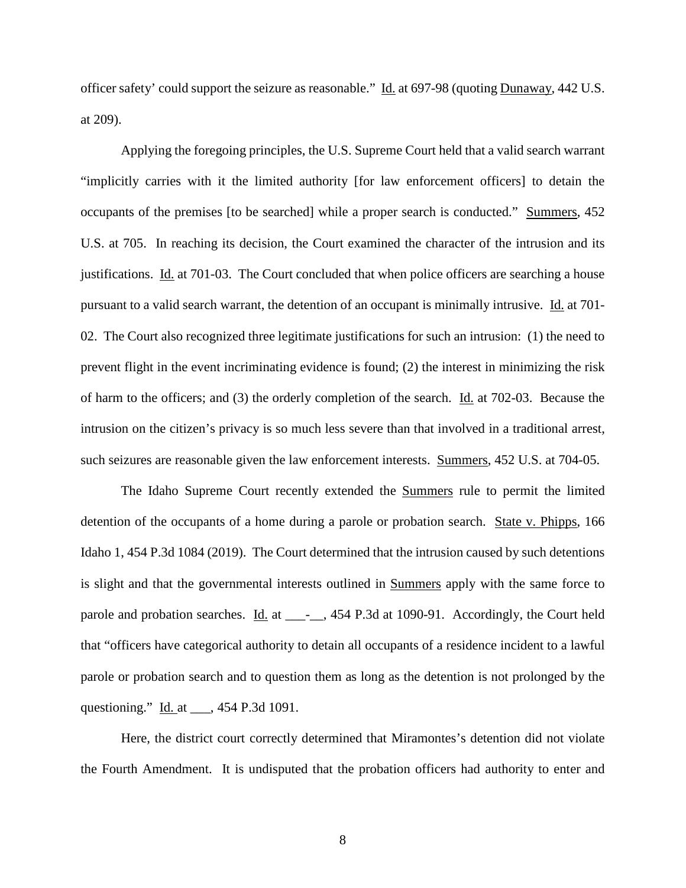officer safety' could support the seizure as reasonable." Id. at 697-98 (quoting Dunaway, 442 U.S. at 209).

Applying the foregoing principles, the U.S. Supreme Court held that a valid search warrant "implicitly carries with it the limited authority [for law enforcement officers] to detain the occupants of the premises [to be searched] while a proper search is conducted." Summers, 452 U.S. at 705. In reaching its decision, the Court examined the character of the intrusion and its justifications. Id. at 701-03. The Court concluded that when police officers are searching a house pursuant to a valid search warrant, the detention of an occupant is minimally intrusive. Id. at 701-02. The Court also recognized three legitimate justifications for such an intrusion: (1) the need to prevent flight in the event incriminating evidence is found; (2) the interest in minimizing the risk of harm to the officers; and (3) the orderly completion of the search. Id. at 702-03. Because the intrusion on the citizen's privacy is so much less severe than that involved in a traditional arrest, such seizures are reasonable given the law enforcement interests. Summers, 452 U.S. at 704-05.

The Idaho Supreme Court recently extended the Summers rule to permit the limited detention of the occupants of a home during a parole or probation search. State v. Phipps, 166 Idaho 1, 454 P.3d 1084 (2019). The Court determined that the intrusion caused by such detentions is slight and that the governmental interests outlined in Summers apply with the same force to parole and probation searches. Id. at ___-__, 454 P.3d at 1090-91. Accordingly, the Court held that "officers have categorical authority to detain all occupants of a residence incident to a lawful parole or probation search and to question them as long as the detention is not prolonged by the questioning." Id. at ___, 454 P.3d 1091.

Here, the district court correctly determined that Miramontes's detention did not violate the Fourth Amendment. It is undisputed that the probation officers had authority to enter and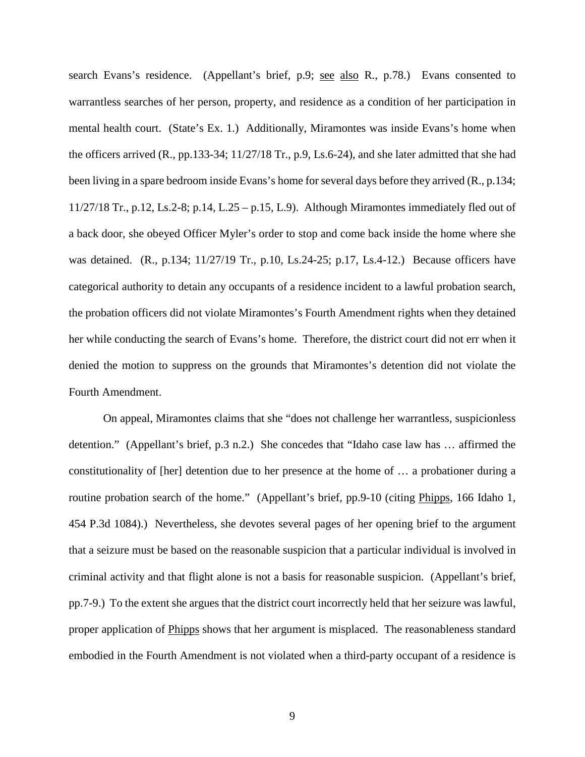search Evans's residence. (Appellant's brief, p.9; see also R., p.78.) Evans consented to warrantless searches of her person, property, and residence as a condition of her participation in mental health court. (State's Ex. 1.) Additionally, Miramontes was inside Evans's home when the officers arrived (R., pp.133-34; 11/27/18 Tr., p.9, Ls.6-24), and she later admitted that she had been living in a spare bedroom inside Evans's home for several days before they arrived (R., p.134; 11/27/18 Tr., p.12, Ls.2-8; p.14, L.25 – p.15, L.9). Although Miramontes immediately fled out of a back door, she obeyed Officer Myler's order to stop and come back inside the home where she was detained. (R., p.134; 11/27/19 Tr., p.10, Ls.24-25; p.17, Ls.4-12.) Because officers have categorical authority to detain any occupants of a residence incident to a lawful probation search, the probation officers did not violate Miramontes's Fourth Amendment rights when they detained her while conducting the search of Evans's home. Therefore, the district court did not err when it denied the motion to suppress on the grounds that Miramontes's detention did not violate the Fourth Amendment.

On appeal, Miramontes claims that she "does not challenge her warrantless, suspicionless detention." (Appellant's brief, p.3 n.2.) She concedes that "Idaho case law has … affirmed the constitutionality of [her] detention due to her presence at the home of … a probationer during a routine probation search of the home." (Appellant's brief, pp.9-10 (citing Phipps, 166 Idaho 1, 454 P.3d 1084).) Nevertheless, she devotes several pages of her opening brief to the argument that a seizure must be based on the reasonable suspicion that a particular individual is involved in criminal activity and that flight alone is not a basis for reasonable suspicion. (Appellant's brief, pp.7-9.) To the extent she argues that the district court incorrectly held that her seizure was lawful, proper application of Phipps shows that her argument is misplaced. The reasonableness standard embodied in the Fourth Amendment is not violated when a third-party occupant of a residence is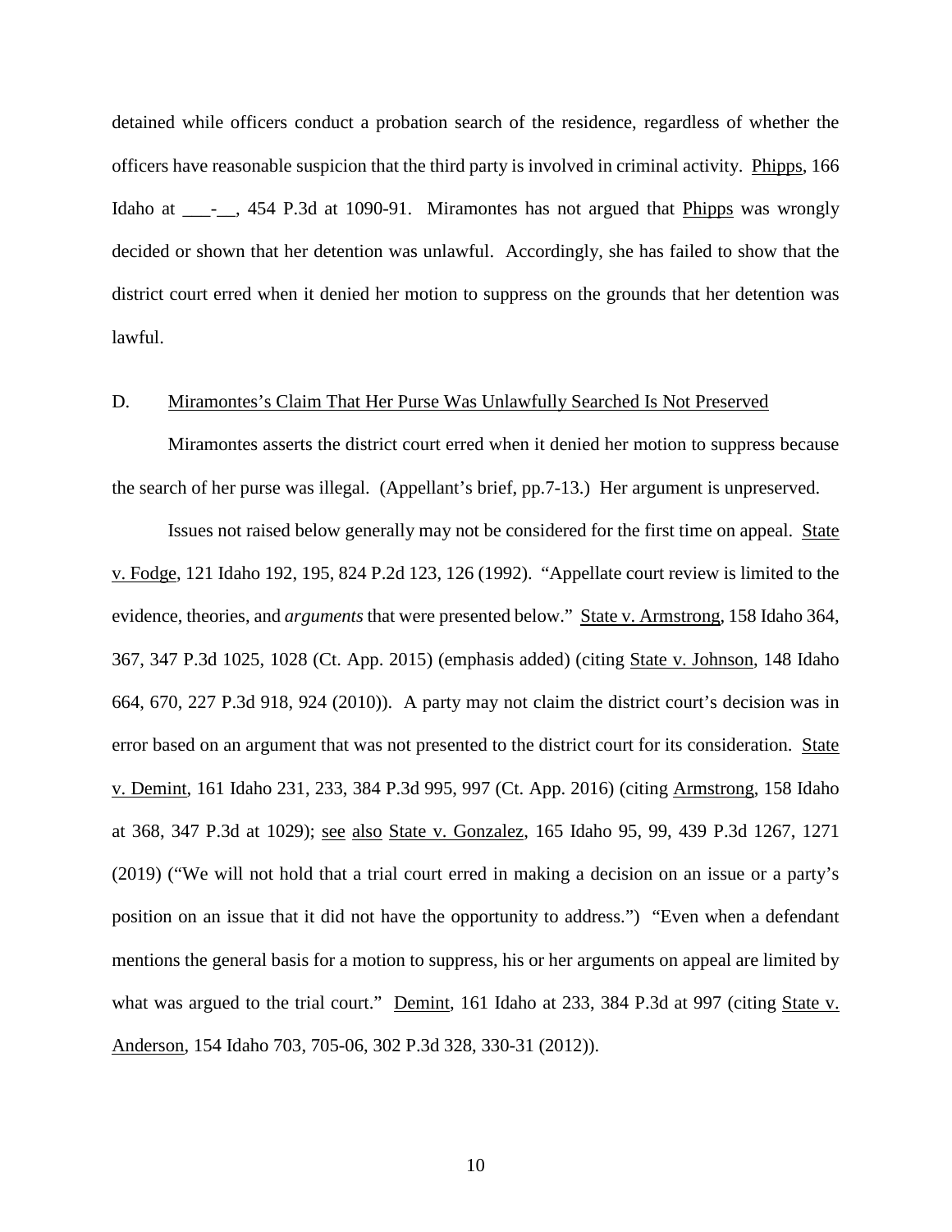detained while officers conduct a probation search of the residence, regardless of whether the officers have reasonable suspicion that the third party is involved in criminal activity. Phipps, 166 Idaho at ___-__, 454 P.3d at 1090-91. Miramontes has not argued that Phipps was wrongly decided or shown that her detention was unlawful. Accordingly, she has failed to show that the district court erred when it denied her motion to suppress on the grounds that her detention was lawful.

D. Miramontes's Claim That Her Purse Was Unlawfully Searched Is Not Preserved

Miramontes asserts the district court erred when it denied her motion to suppress because the search of her purse was illegal. (Appellant's brief, pp.7-13.) Her argument is unpreserved.

Issues not raised below generally may not be considered for the first time on appeal. State v. Fodge, 121 Idaho 192, 195, 824 P.2d 123, 126 (1992). "Appellate court review is limited to the evidence, theories, and *arguments* that were presented below." State v. Armstrong, 158 Idaho 364, 367, 347 P.3d 1025, 1028 (Ct. App. 2015) (emphasis added) (citing State v. Johnson, 148 Idaho 664, 670, 227 P.3d 918, 924 (2010)). A party may not claim the district court's decision was in error based on an argument that was not presented to the district court for its consideration. State v. Demint, 161 Idaho 231, 233, 384 P.3d 995, 997 (Ct. App. 2016) (citing Armstrong, 158 Idaho at 368, 347 P.3d at 1029); see also State v. Gonzalez, 165 Idaho 95, 99, 439 P.3d 1267, 1271 (2019) ("We will not hold that a trial court erred in making a decision on an issue or a party's position on an issue that it did not have the opportunity to address.") "Even when a defendant mentions the general basis for a motion to suppress, his or her arguments on appeal are limited by what was argued to the trial court." Demint, 161 Idaho at 233, 384 P.3d at 997 (citing State v. Anderson, 154 Idaho 703, 705-06, 302 P.3d 328, 330-31 (2012)).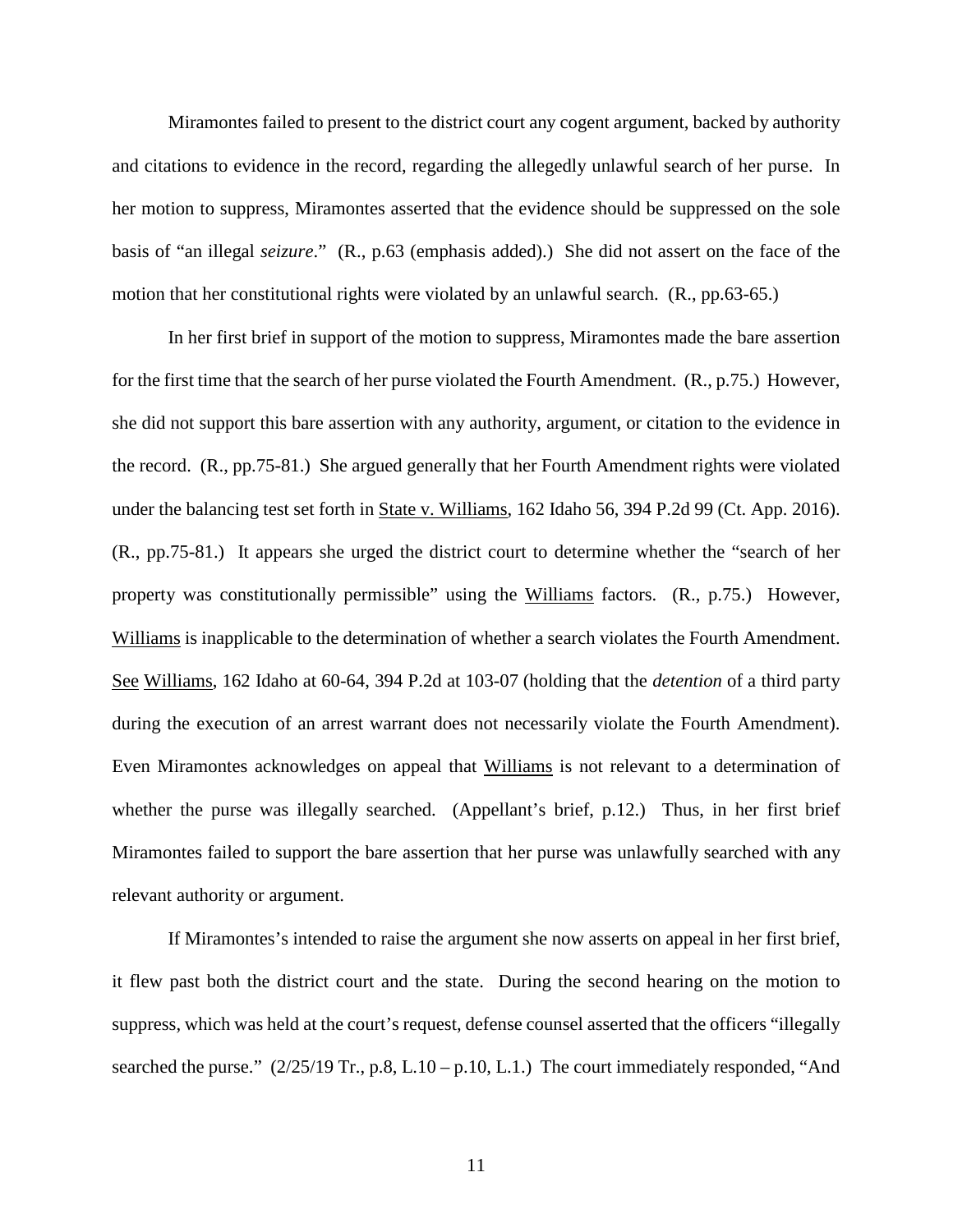Miramontes failed to present to the district court any cogent argument, backed by authority and citations to evidence in the record, regarding the allegedly unlawful search of her purse. In her motion to suppress, Miramontes asserted that the evidence should be suppressed on the sole basis of "an illegal *seizure*." (R., p.63 (emphasis added).) She did not assert on the face of the motion that her constitutional rights were violated by an unlawful search. (R., pp.63-65.)

In her first brief in support of the motion to suppress, Miramontes made the bare assertion for the first time that the search of her purse violated the Fourth Amendment. (R., p.75.) However, she did not support this bare assertion with any authority, argument, or citation to the evidence in the record. (R., pp.75-81.) She argued generally that her Fourth Amendment rights were violated under the balancing test set forth in State v. Williams, 162 Idaho 56, 394 P.2d 99 (Ct. App. 2016). (R., pp.75-81.) It appears she urged the district court to determine whether the "search of her property was constitutionally permissible" using the Williams factors. (R., p.75.) However, Williams is inapplicable to the determination of whether a search violates the Fourth Amendment. See Williams, 162 Idaho at 60-64, 394 P.2d at 103-07 (holding that the *detention* of a third party during the execution of an arrest warrant does not necessarily violate the Fourth Amendment). Even Miramontes acknowledges on appeal that Williams is not relevant to a determination of whether the purse was illegally searched. (Appellant's brief, p.12.) Thus, in her first brief Miramontes failed to support the bare assertion that her purse was unlawfully searched with any relevant authority or argument.

If Miramontes's intended to raise the argument she now asserts on appeal in her first brief, it flew past both the district court and the state. During the second hearing on the motion to suppress, which was held at the court's request, defense counsel asserted that the officers "illegally searched the purse." (2/25/19 Tr., p.8, L.10 – p.10, L.1.) The court immediately responded, "And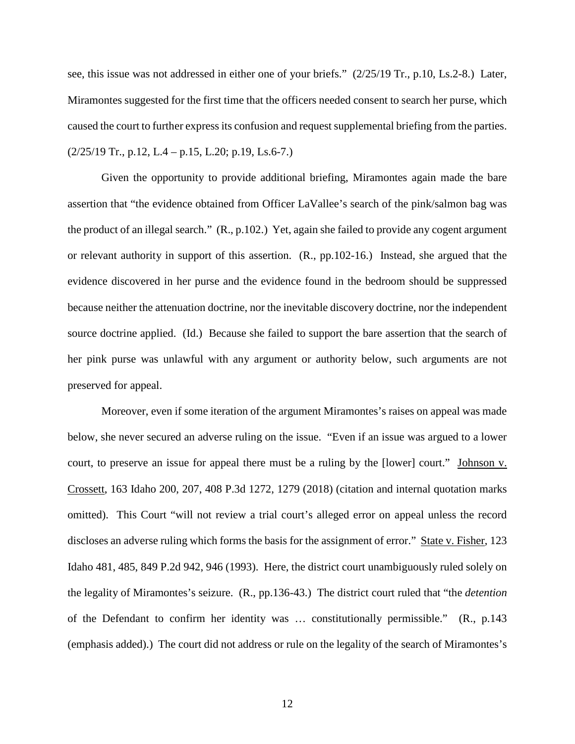see, this issue was not addressed in either one of your briefs." (2/25/19 Tr., p.10, Ls.2-8.) Later, Miramontes suggested for the first time that the officers needed consent to search her purse, which caused the court to further express its confusion and request supplemental briefing from the parties. (2/25/19 Tr., p.12, L.4 – p.15, L.20; p.19, Ls.6-7.)

Given the opportunity to provide additional briefing, Miramontes again made the bare assertion that "the evidence obtained from Officer LaVallee's search of the pink/salmon bag was the product of an illegal search." (R., p.102.) Yet, again she failed to provide any cogent argument or relevant authority in support of this assertion. (R., pp.102-16.) Instead, she argued that the evidence discovered in her purse and the evidence found in the bedroom should be suppressed because neither the attenuation doctrine, nor the inevitable discovery doctrine, nor the independent source doctrine applied. (Id.) Because she failed to support the bare assertion that the search of her pink purse was unlawful with any argument or authority below, such arguments are not preserved for appeal.

Moreover, even if some iteration of the argument Miramontes's raises on appeal was made below, she never secured an adverse ruling on the issue. "Even if an issue was argued to a lower court, to preserve an issue for appeal there must be a ruling by the [lower] court." Johnson v. Crossett, 163 Idaho 200, 207, 408 P.3d 1272, 1279 (2018) (citation and internal quotation marks omitted). This Court "will not review a trial court's alleged error on appeal unless the record discloses an adverse ruling which forms the basis for the assignment of error." State v. Fisher, 123 Idaho 481, 485, 849 P.2d 942, 946 (1993). Here, the district court unambiguously ruled solely on the legality of Miramontes's seizure. (R., pp.136-43.) The district court ruled that "the *detention* of the Defendant to confirm her identity was … constitutionally permissible." (R., p.143 (emphasis added).) The court did not address or rule on the legality of the search of Miramontes's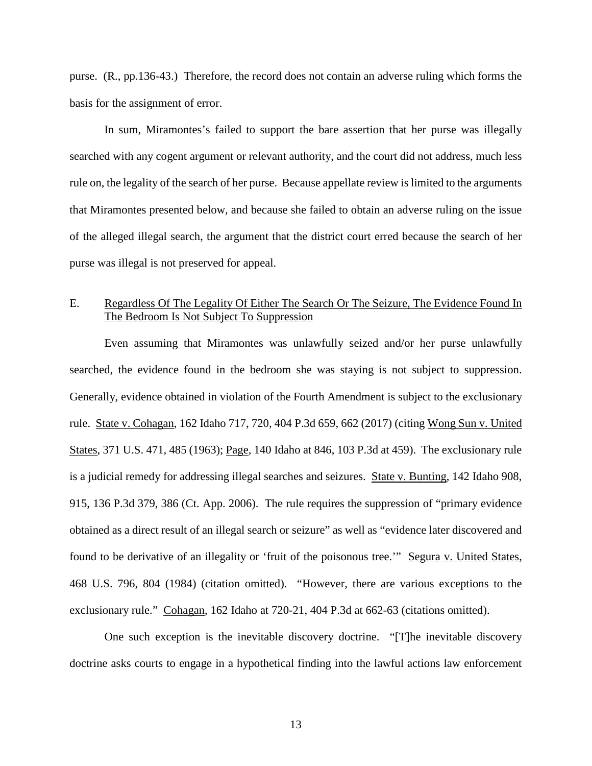purse. (R., pp.136-43.) Therefore, the record does not contain an adverse ruling which forms the basis for the assignment of error.

In sum, Miramontes's failed to support the bare assertion that her purse was illegally searched with any cogent argument or relevant authority, and the court did not address, much less rule on, the legality of the search of her purse. Because appellate review is limited to the arguments that Miramontes presented below, and because she failed to obtain an adverse ruling on the issue of the alleged illegal search, the argument that the district court erred because the search of her purse was illegal is not preserved for appeal.

E. Regardless Of The Legality Of Either The Search Or The Seizure, The Evidence Found In The Bedroom Is Not Subject To Suppression

Even assuming that Miramontes was unlawfully seized and/or her purse unlawfully searched, the evidence found in the bedroom she was staying is not subject to suppression. Generally, evidence obtained in violation of the Fourth Amendment is subject to the exclusionary rule. State v. Cohagan, 162 Idaho 717, 720, 404 P.3d 659, 662 (2017) (citing Wong Sun v. United States, 371 U.S. 471, 485 (1963); Page, 140 Idaho at 846, 103 P.3d at 459). The exclusionary rule is a judicial remedy for addressing illegal searches and seizures. State v. Bunting, 142 Idaho 908, 915, 136 P.3d 379, 386 (Ct. App. 2006). The rule requires the suppression of "primary evidence obtained as a direct result of an illegal search or seizure" as well as "evidence later discovered and found to be derivative of an illegality or 'fruit of the poisonous tree.'" Segura v. United States, 468 U.S. 796, 804 (1984) (citation omitted). "However, there are various exceptions to the exclusionary rule." Cohagan, 162 Idaho at 720-21, 404 P.3d at 662-63 (citations omitted).

One such exception is the inevitable discovery doctrine. "[T]he inevitable discovery doctrine asks courts to engage in a hypothetical finding into the lawful actions law enforcement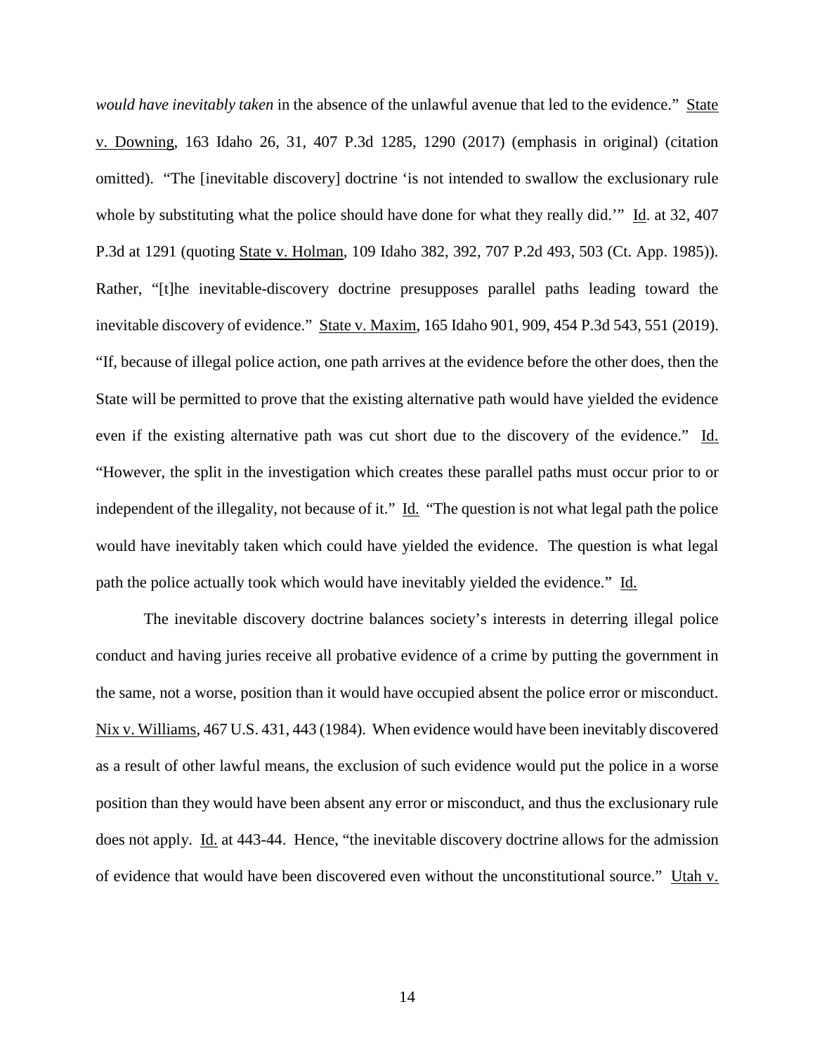*would have inevitably taken* in the absence of the unlawful avenue that led to the evidence." State v. Downing, 163 Idaho 26, 31, 407 P.3d 1285, 1290 (2017) (emphasis in original) (citation omitted). "The [inevitable discovery] doctrine 'is not intended to swallow the exclusionary rule whole by substituting what the police should have done for what they really did.'" Id. at 32, 407 P.3d at 1291 (quoting State v. Holman, 109 Idaho 382, 392, 707 P.2d 493, 503 (Ct. App. 1985)). Rather, "[t]he inevitable-discovery doctrine presupposes parallel paths leading toward the inevitable discovery of evidence." State v. Maxim, 165 Idaho 901, 909, 454 P.3d 543, 551 (2019). "If, because of illegal police action, one path arrives at the evidence before the other does, then the State will be permitted to prove that the existing alternative path would have yielded the evidence even if the existing alternative path was cut short due to the discovery of the evidence." Id. "However, the split in the investigation which creates these parallel paths must occur prior to or independent of the illegality, not because of it." Id. "The question is not what legal path the police would have inevitably taken which could have yielded the evidence. The question is what legal path the police actually took which would have inevitably yielded the evidence." Id.

The inevitable discovery doctrine balances society's interests in deterring illegal police conduct and having juries receive all probative evidence of a crime by putting the government in the same, not a worse, position than it would have occupied absent the police error or misconduct. Nix v. Williams, 467 U.S. 431, 443 (1984). When evidence would have been inevitably discovered as a result of other lawful means, the exclusion of such evidence would put the police in a worse position than they would have been absent any error or misconduct, and thus the exclusionary rule does not apply. Id. at 443-44. Hence, "the inevitable discovery doctrine allows for the admission of evidence that would have been discovered even without the unconstitutional source." Utah v.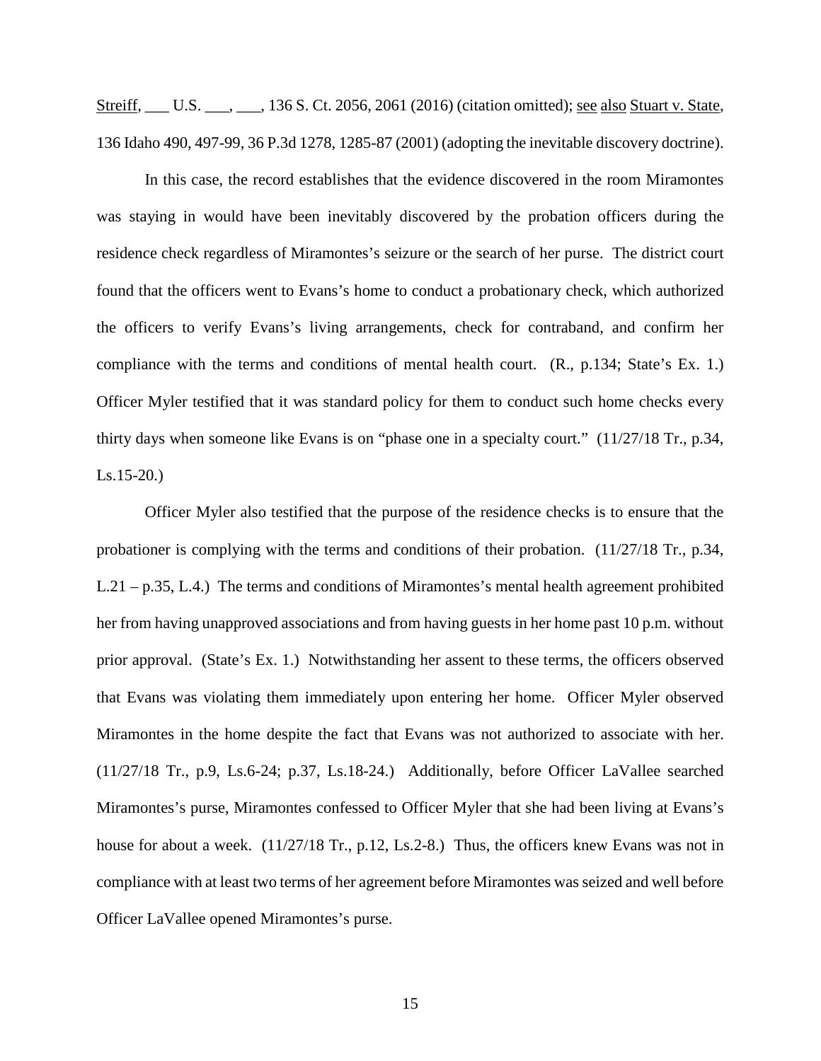Streiff, ___ U.S. ___, ___, 136 S. Ct. 2056, 2061 (2016) (citation omitted); see also Stuart v. State, 136 Idaho 490, 497-99, 36 P.3d 1278, 1285-87 (2001) (adopting the inevitable discovery doctrine).

In this case, the record establishes that the evidence discovered in the room Miramontes was staying in would have been inevitably discovered by the probation officers during the residence check regardless of Miramontes's seizure or the search of her purse. The district court found that the officers went to Evans's home to conduct a probationary check, which authorized the officers to verify Evans's living arrangements, check for contraband, and confirm her compliance with the terms and conditions of mental health court. (R., p.134; State's Ex. 1.) Officer Myler testified that it was standard policy for them to conduct such home checks every thirty days when someone like Evans is on "phase one in a specialty court." (11/27/18 Tr., p.34, Ls.15-20.)

Officer Myler also testified that the purpose of the residence checks is to ensure that the probationer is complying with the terms and conditions of their probation. (11/27/18 Tr., p.34, L.21 – p.35, L.4.) The terms and conditions of Miramontes's mental health agreement prohibited her from having unapproved associations and from having guests in her home past 10 p.m. without prior approval. (State's Ex. 1.) Notwithstanding her assent to these terms, the officers observed that Evans was violating them immediately upon entering her home. Officer Myler observed Miramontes in the home despite the fact that Evans was not authorized to associate with her. (11/27/18 Tr., p.9, Ls.6-24; p.37, Ls.18-24.) Additionally, before Officer LaVallee searched Miramontes's purse, Miramontes confessed to Officer Myler that she had been living at Evans's house for about a week. (11/27/18 Tr., p.12, Ls.2-8.) Thus, the officers knew Evans was not in compliance with at least two terms of her agreement before Miramontes was seized and well before Officer LaVallee opened Miramontes's purse.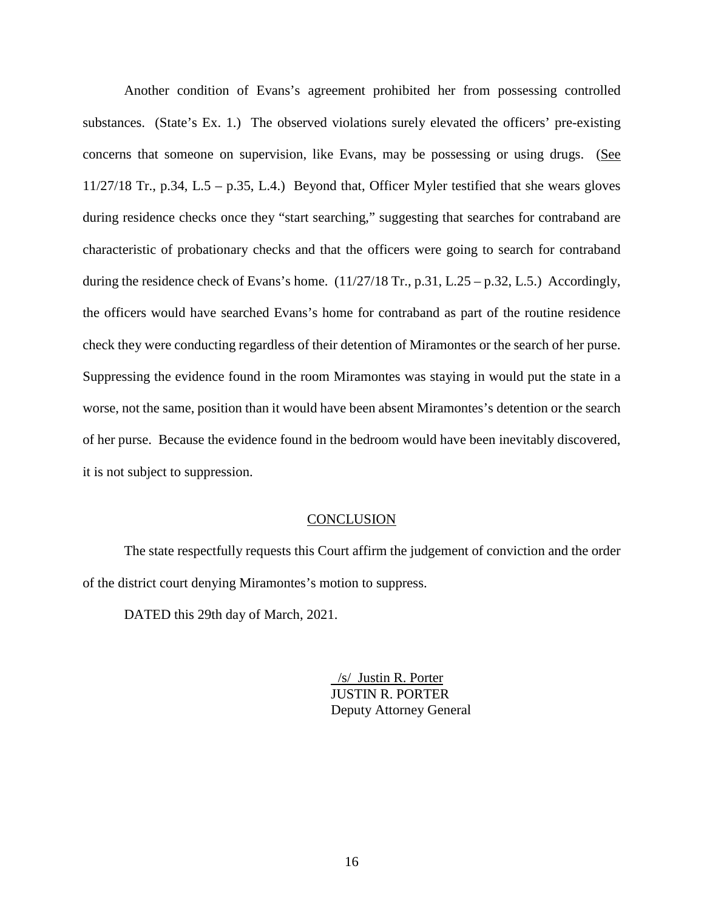Another condition of Evans's agreement prohibited her from possessing controlled substances. (State's Ex. 1.) The observed violations surely elevated the officers' pre-existing concerns that someone on supervision, like Evans, may be possessing or using drugs. (See 11/27/18 Tr., p.34, L.5 – p.35, L.4.) Beyond that, Officer Myler testified that she wears gloves during residence checks once they "start searching," suggesting that searches for contraband are characteristic of probationary checks and that the officers were going to search for contraband during the residence check of Evans's home. (11/27/18 Tr., p.31, L.25 – p.32, L.5.) Accordingly, the officers would have searched Evans's home for contraband as part of the routine residence check they were conducting regardless of their detention of Miramontes or the search of her purse. Suppressing the evidence found in the room Miramontes was staying in would put the state in a worse, not the same, position than it would have been absent Miramontes's detention or the search of her purse. Because the evidence found in the bedroom would have been inevitably discovered, it is not subject to suppression.

## CONCLUSION

The state respectfully requests this Court affirm the judgement of conviction and the order of the district court denying Miramontes's motion to suppress.

DATED this 29th day of March, 2021.

/s/ Justin R. Porter
JUSTIN R. PORTER
Deputy Attorney General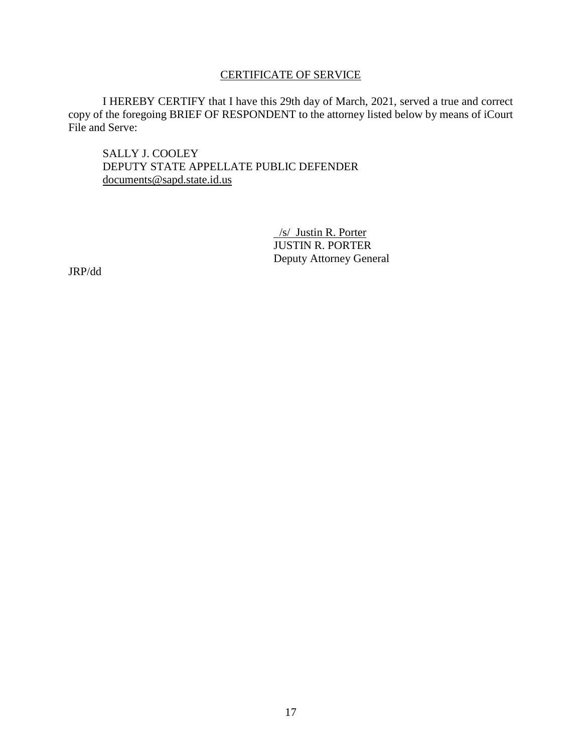## CERTIFICATE OF SERVICE

I HEREBY CERTIFY that I have this 29th day of March, 2021, served a true and correct copy of the foregoing BRIEF OF RESPONDENT to the attorney listed below by means of iCourt File and Serve:

SALLY J. COOLEY
DEPUTY STATE APPELLATE PUBLIC DEFENDER
documents@sapd.state.id.us

/s/ Justin R. Porter
JUSTIN R. PORTER
Deputy Attorney General

JRP/dd